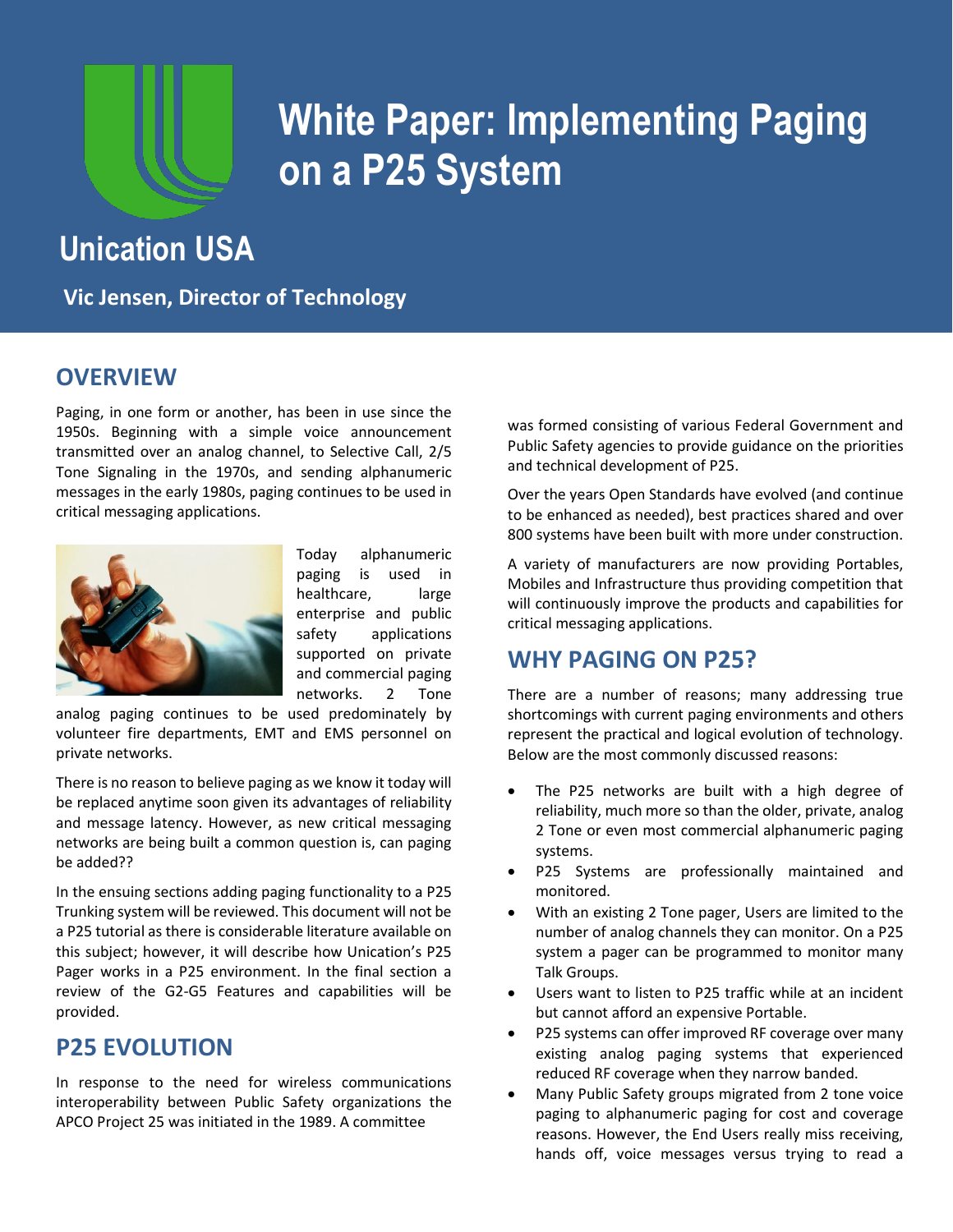# White Paper: Implementing Paging on a P25 System

Unication USA

**Vic Jensen, Director of Technology**

## OVERVIEW

Paging, in one form or another, has been in use since the 1950s. Beginning with a simple voice announcement transmitted over an analog channel, to Selective Call, 2/5 Tone Signaling in the 1970s, and sending alphanumeric messages in the early 1980s, paging continues to be used in critical messaging applications.

Today alphanumeric paging is used in healthcare, large enterprise and public safety applications supported on private and commercial paging networks. 2 Tone analog paging continues to be used predominately by volunteer fire departments, EMT and EMS personnel on private networks.

There is no reason to believe paging as we know it today will be replaced anytime soon given its advantages of reliability and message latency. However, as new critical messaging networks are being built a common question is, can paging be added??

In the ensuing sections adding paging functionality to a P25 Trunking system will be reviewed. This document will not be a P25 tutorial as there is considerable literature available on this subject; however, it will describe how Unication's P25 Pager works in a P25 environment. In the final section a review of the G2-G5 Features and capabilities will be provided.

## P25 EVOLUTION

In response to the need for wireless communications interoperability between Public Safety organizations the APCO Project 25 was initiated in the 1989. A committee was formed consisting of various Federal Government and Public Safety agencies to provide guidance on the priorities and technical development of P25.

Over the years Open Standards have evolved (and continue to be enhanced as needed), best practices shared and over 800 systems have been built with more under construction.

A variety of manufacturers are now providing Portables, Mobiles and Infrastructure thus providing competition that will continuously improve the products and capabilities for critical messaging applications.

## WHY PAGING ON P25?

There are a number of reasons; many addressing true shortcomings with current paging environments and others represent the practical and logical evolution of technology. Below are the most commonly discussed reasons:

- The P25 networks are built with a high degree of reliability, much more so than the older, private, analog 2 Tone or even most commercial alphanumeric paging systems.
- P25 Systems are professionally maintained and monitored.
- With an existing 2 Tone pager, Users are limited to the number of analog channels they can monitor. On a P25 system a pager can be programmed to monitor many Talk Groups.
- Users want to listen to P25 traffic while at an incident but cannot afford an expensive Portable.
- P25 systems can offer improved RF coverage over many existing analog paging systems that experienced reduced RF coverage when they narrow banded.
- Many Public Safety groups migrated from 2 tone voice paging to alphanumeric paging for cost and coverage reasons. However, the End Users really miss receiving, hands off, voice messages versus trying to read a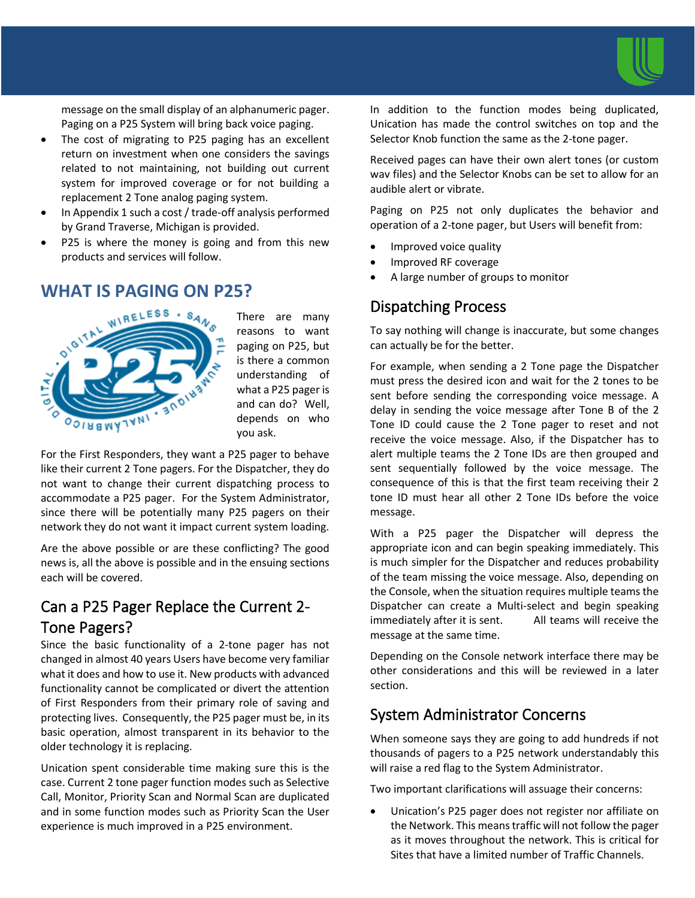message on the small display of an alphanumeric pager. Paging on a P25 System will bring back voice paging.

- The cost of migrating to P25 paging has an excellent return on investment when one considers the savings related to not maintaining, not building out current system for improved coverage or for not building a replacement 2 Tone analog paging system.
- In Appendix 1 such a cost / trade-off analysis performed by Grand Traverse, Michigan is provided.
- P25 is where the money is going and from this new products and services will follow.

## WHAT IS PAGING ON P25?

There are many reasons to want paging on P25, but is there a common understanding of what a P25 pager is and can do? Well, depends on who you ask.

For the First Responders, they want a P25 pager to behave like their current 2 Tone pagers. For the Dispatcher, they do not want to change their current dispatching process to accommodate a P25 pager. For the System Administrator, since there will be potentially many P25 pagers on their network they do not want it impact current system loading.

Are the above possible or are these conflicting? The good news is, all the above is possible and in the ensuing sections each will be covered.

### Can a P25 Pager Replace the Current 2-Tone Pagers?

Since the basic functionality of a 2-tone pager has not changed in almost 40 years Users have become very familiar what it does and how to use it. New products with advanced functionality cannot be complicated or divert the attention of First Responders from their primary role of saving and protecting lives. Consequently, the P25 pager must be, in its basic operation, almost transparent in its behavior to the older technology it is replacing.

Unication spent considerable time making sure this is the case. Current 2 tone pager function modes such as Selective Call, Monitor, Priority Scan and Normal Scan are duplicated and in some function modes such as Priority Scan the User experience is much improved in a P25 environment.

In addition to the function modes being duplicated, Unication has made the control switches on top and the Selector Knob function the same as the 2-tone pager.

Received pages can have their own alert tones (or custom wav files) and the Selector Knobs can be set to allow for an audible alert or vibrate.

Paging on P25 not only duplicates the behavior and operation of a 2-tone pager, but Users will benefit from:

- Improved voice quality
- Improved RF coverage
- A large number of groups to monitor

### Dispatching Process

To say nothing will change is inaccurate, but some changes can actually be for the better.

For example, when sending a 2 Tone page the Dispatcher must press the desired icon and wait for the 2 tones to be sent before sending the corresponding voice message. A delay in sending the voice message after Tone B of the 2 Tone ID could cause the 2 Tone pager to reset and not receive the voice message. Also, if the Dispatcher has to alert multiple teams the 2 Tone IDs are then grouped and sent sequentially followed by the voice message. The consequence of this is that the first team receiving their 2 tone ID must hear all other 2 Tone IDs before the voice message.

With a P25 pager the Dispatcher will depress the appropriate icon and can begin speaking immediately. This is much simpler for the Dispatcher and reduces probability of the team missing the voice message. Also, depending on the Console, when the situation requires multiple teams the Dispatcher can create a Multi-select and begin speaking immediately after it is sent. All teams will receive the message at the same time.

Depending on the Console network interface there may be other considerations and this will be reviewed in a later section.

### System Administrator Concerns

When someone says they are going to add hundreds if not thousands of pagers to a P25 network understandably this will raise a red flag to the System Administrator.

Two important clarifications will assuage their concerns:

- Unication's P25 pager does not register nor affiliate on the Network. This means traffic will not follow the pager as it moves throughout the network. This is critical for Sites that have a limited number of Traffic Channels.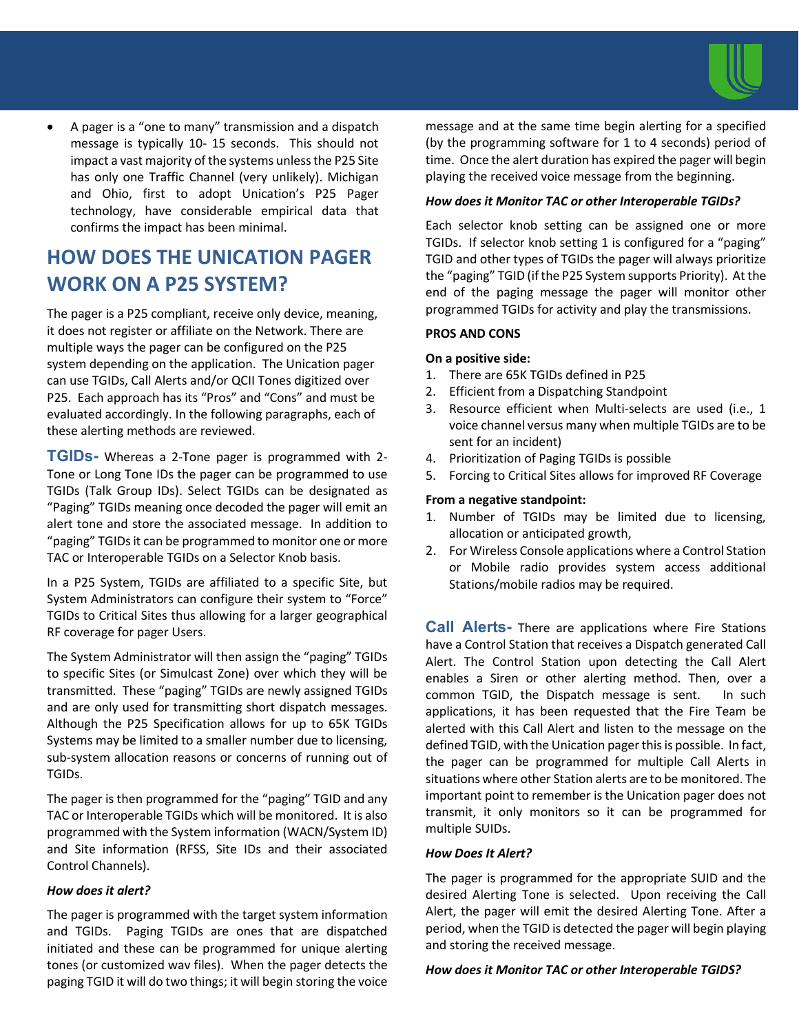- A pager is a "one to many" transmission and a dispatch message is typically 10- 15 seconds. This should not impact a vast majority of the systems unless the P25 Site has only one Traffic Channel (very unlikely). Michigan and Ohio, first to adopt Unication's P25 Pager technology, have considerable empirical data that confirms the impact has been minimal.

## HOW DOES THE UNICATION PAGER WORK ON A P25 SYSTEM?

The pager is a P25 compliant, receive only device, meaning, it does not register or affiliate on the Network. There are multiple ways the pager can be configured on the P25 system depending on the application. The Unication pager can use TGIDs, Call Alerts and/or QCII Tones digitized over P25. Each approach has its "Pros" and "Cons" and must be evaluated accordingly. In the following paragraphs, each of these alerting methods are reviewed.

**TGIDs-** Whereas a 2-Tone pager is programmed with 2-Tone or Long Tone IDs the pager can be programmed to use TGIDs (Talk Group IDs). Select TGIDs can be designated as "Paging" TGIDs meaning once decoded the pager will emit an alert tone and store the associated message. In addition to "paging" TGIDs it can be programmed to monitor one or more TAC or Interoperable TGIDs on a Selector Knob basis.

In a P25 System, TGIDs are affiliated to a specific Site, but System Administrators can configure their system to "Force" TGIDs to Critical Sites thus allowing for a larger geographical RF coverage for pager Users.

The System Administrator will then assign the "paging" TGIDs to specific Sites (or Simulcast Zone) over which they will be transmitted. These "paging" TGIDs are newly assigned TGIDs and are only used for transmitting short dispatch messages. Although the P25 Specification allows for up to 65K TGIDs Systems may be limited to a smaller number due to licensing, sub-system allocation reasons or concerns of running out of TGIDs.

The pager is then programmed for the "paging" TGID and any TAC or Interoperable TGIDs which will be monitored. It is also programmed with the System information (WACN/System ID) and Site information (RFSS, Site IDs and their associated Control Channels).

***How does it alert?***

The pager is programmed with the target system information and TGIDs. Paging TGIDs are ones that are dispatched initiated and these can be programmed for unique alerting tones (or customized wav files). When the pager detects the paging TGID it will do two things; it will begin storing the voice message and at the same time begin alerting for a specified (by the programming software for 1 to 4 seconds) period of time. Once the alert duration has expired the pager will begin playing the received voice message from the beginning.

***How does it Monitor TAC or other Interoperable TGIDs?***

Each selector knob setting can be assigned one or more TGIDs. If selector knob setting 1 is configured for a "paging" TGID and other types of TGIDs the pager will always prioritize the "paging" TGID (if the P25 System supports Priority). At the end of the paging message the pager will monitor other programmed TGIDs for activity and play the transmissions.

**PROS AND CONS**

**On a positive side:**

1. There are 65K TGIDs defined in P25
2. Efficient from a Dispatching Standpoint
3. Resource efficient when Multi-selects are used (i.e., 1 voice channel versus many when multiple TGIDs are to be sent for an incident)
4. Prioritization of Paging TGIDs is possible
5. Forcing to Critical Sites allows for improved RF Coverage

**From a negative standpoint:**

1. Number of TGIDs may be limited due to licensing, allocation or anticipated growth,
2. For Wireless Console applications where a Control Station or Mobile radio provides system access additional Stations/mobile radios may be required.

**Call Alerts-** There are applications where Fire Stations have a Control Station that receives a Dispatch generated Call Alert. The Control Station upon detecting the Call Alert enables a Siren or other alerting method. Then, over a common TGID, the Dispatch message is sent. In such applications, it has been requested that the Fire Team be alerted with this Call Alert and listen to the message on the defined TGID, with the Unication pager this is possible. In fact, the pager can be programmed for multiple Call Alerts in situations where other Station alerts are to be monitored. The important point to remember is the Unication pager does not transmit, it only monitors so it can be programmed for multiple SUIDs.

***How Does It Alert?***

The pager is programmed for the appropriate SUID and the desired Alerting Tone is selected. Upon receiving the Call Alert, the pager will emit the desired Alerting Tone. After a period, when the TGID is detected the pager will begin playing and storing the received message.

***How does it Monitor TAC or other Interoperable TGIDS?***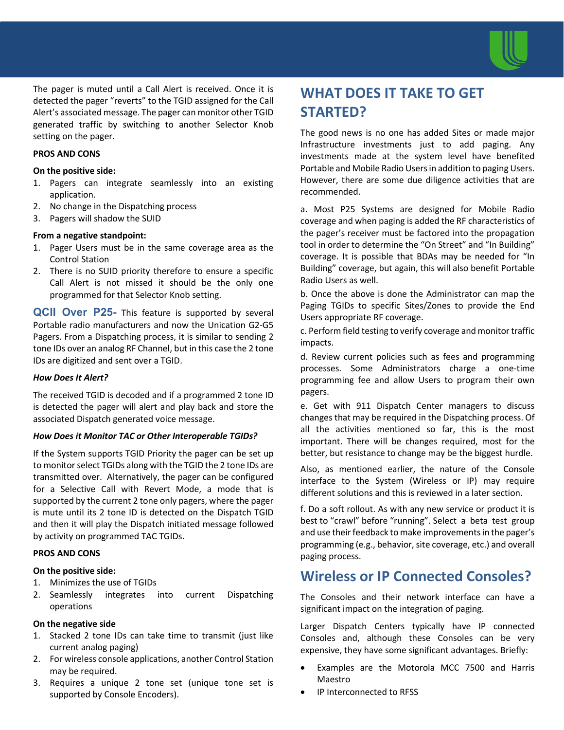The pager is muted until a Call Alert is received. Once it is detected the pager "reverts" to the TGID assigned for the Call Alert's associated message. The pager can monitor other TGID generated traffic by switching to another Selector Knob setting on the pager.

**PROS AND CONS**

**On the positive side:**

1. Pagers can integrate seamlessly into an existing application.
2. No change in the Dispatching process
3. Pagers will shadow the SUID

**From a negative standpoint:**

1. Pager Users must be in the same coverage area as the Control Station
2. There is no SUID priority therefore to ensure a specific Call Alert is not missed it should be the only one programmed for that Selector Knob setting.

**QCII Over P25-** This feature is supported by several Portable radio manufacturers and now the Unication G2-G5 Pagers. From a Dispatching process, it is similar to sending 2 tone IDs over an analog RF Channel, but in this case the 2 tone IDs are digitized and sent over a TGID.

***How Does It Alert?***

The received TGID is decoded and if a programmed 2 tone ID is detected the pager will alert and play back and store the associated Dispatch generated voice message.

***How Does it Monitor TAC or Other Interoperable TGIDs?***

If the System supports TGID Priority the pager can be set up to monitor select TGIDs along with the TGID the 2 tone IDs are transmitted over. Alternatively, the pager can be configured for a Selective Call with Revert Mode, a mode that is supported by the current 2 tone only pagers, where the pager is mute until its 2 tone ID is detected on the Dispatch TGID and then it will play the Dispatch initiated message followed by activity on programmed TAC TGIDs.

**PROS AND CONS**

**On the positive side:**

1. Minimizes the use of TGIDs
2. Seamlessly integrates into current Dispatching operations

**On the negative side**

1. Stacked 2 tone IDs can take time to transmit (just like current analog paging)
2. For wireless console applications, another Control Station may be required.
3. Requires a unique 2 tone set (unique tone set is supported by Console Encoders).

## WHAT DOES IT TAKE TO GET STARTED?

The good news is no one has added Sites or made major Infrastructure investments just to add paging. Any investments made at the system level have benefited Portable and Mobile Radio Users in addition to paging Users. However, there are some due diligence activities that are recommended.

a. Most P25 Systems are designed for Mobile Radio coverage and when paging is added the RF characteristics of the pager's receiver must be factored into the propagation tool in order to determine the "On Street" and "In Building" coverage. It is possible that BDAs may be needed for "In Building" coverage, but again, this will also benefit Portable Radio Users as well.

b. Once the above is done the Administrator can map the Paging TGIDs to specific Sites/Zones to provide the End Users appropriate RF coverage.

c. Perform field testing to verify coverage and monitor traffic impacts.

d. Review current policies such as fees and programming processes. Some Administrators charge a one-time programming fee and allow Users to program their own pagers.

e. Get with 911 Dispatch Center managers to discuss changes that may be required in the Dispatching process. Of all the activities mentioned so far, this is the most important. There will be changes required, most for the better, but resistance to change may be the biggest hurdle.

Also, as mentioned earlier, the nature of the Console interface to the System (Wireless or IP) may require different solutions and this is reviewed in a later section.

f. Do a soft rollout. As with any new service or product it is best to "crawl" before "running". Select a beta test group and use their feedback to make improvements in the pager's programming (e.g., behavior, site coverage, etc.) and overall paging process.

## Wireless or IP Connected Consoles?

The Consoles and their network interface can have a significant impact on the integration of paging.

Larger Dispatch Centers typically have IP connected Consoles and, although these Consoles can be very expensive, they have some significant advantages. Briefly:

- Examples are the Motorola MCC 7500 and Harris Maestro
- IP Interconnected to RFSS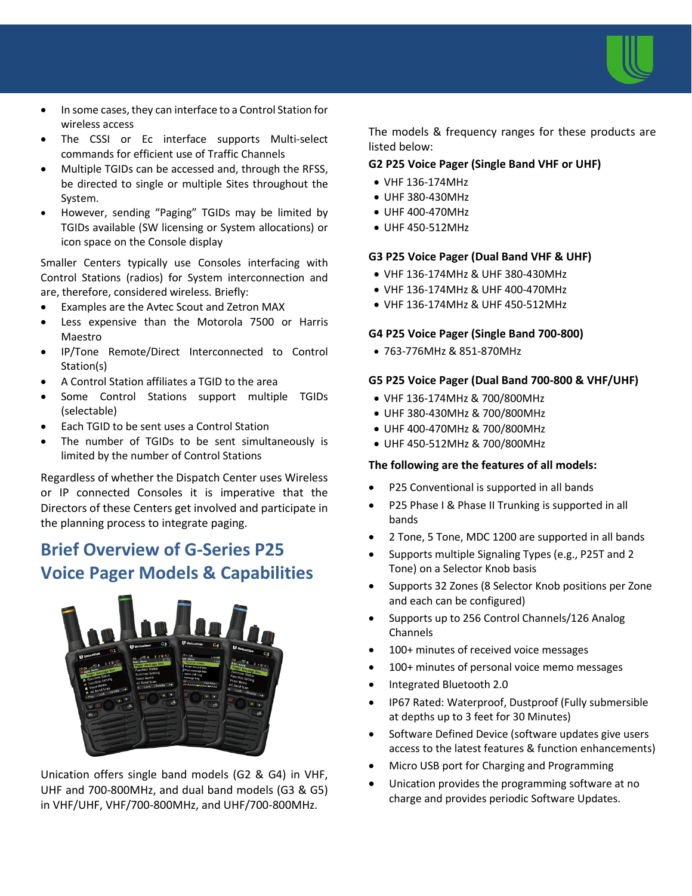- In some cases, they can interface to a Control Station for wireless access
- The CSSI or Ec interface supports Multi-select commands for efficient use of Traffic Channels
- Multiple TGIDs can be accessed and, through the RFSS, be directed to single or multiple Sites throughout the System.
- However, sending "Paging" TGIDs may be limited by TGIDs available (SW licensing or System allocations) or icon space on the Console display

Smaller Centers typically use Consoles interfacing with Control Stations (radios) for System interconnection and are, therefore, considered wireless. Briefly:

- Examples are the Avtec Scout and Zetron MAX
- Less expensive than the Motorola 7500 or Harris Maestro
- IP/Tone Remote/Direct Interconnected to Control Station(s)
- A Control Station affiliates a TGID to the area
- Some Control Stations support multiple TGIDs (selectable)
- Each TGID to be sent uses a Control Station
- The number of TGIDs to be sent simultaneously is limited by the number of Control Stations

Regardless of whether the Dispatch Center uses Wireless or IP connected Consoles it is imperative that the Directors of these Centers get involved and participate in the planning process to integrate paging.

## Brief Overview of G-Series P25 Voice Pager Models & Capabilities

Unication offers single band models (G2 & G4) in VHF, UHF and 700-800MHz, and dual band models (G3 & G5) in VHF/UHF, VHF/700-800MHz, and UHF/700-800MHz.

The models & frequency ranges for these products are listed below:

**G2 P25 Voice Pager (Single Band VHF or UHF)**

- VHF 136-174MHz
- UHF 380-430MHz
- UHF 400-470MHz
- UHF 450-512MHz

**G3 P25 Voice Pager (Dual Band VHF & UHF)**

- VHF 136-174MHz & UHF 380-430MHz
- VHF 136-174MHz & UHF 400-470MHz
- VHF 136-174MHz & UHF 450-512MHz

**G4 P25 Voice Pager (Single Band 700-800)**

- 763-776MHz & 851-870MHz

**G5 P25 Voice Pager (Dual Band 700-800 & VHF/UHF)**

- VHF 136-174MHz & 700/800MHz
- UHF 380-430MHz & 700/800MHz
- UHF 400-470MHz & 700/800MHz
- UHF 450-512MHz & 700/800MHz

**The following are the features of all models:**

- P25 Conventional is supported in all bands
- P25 Phase I & Phase II Trunking is supported in all bands
- 2 Tone, 5 Tone, MDC 1200 are supported in all bands
- Supports multiple Signaling Types (e.g., P25T and 2 Tone) on a Selector Knob basis
- Supports 32 Zones (8 Selector Knob positions per Zone and each can be configured)
- Supports up to 256 Control Channels/126 Analog Channels
- 100+ minutes of received voice messages
- 100+ minutes of personal voice memo messages
- Integrated Bluetooth 2.0
- IP67 Rated: Waterproof, Dustproof (Fully submersible at depths up to 3 feet for 30 Minutes)
- Software Defined Device (software updates give users access to the latest features & function enhancements)
- Micro USB port for Charging and Programming
- Unication provides the programming software at no charge and provides periodic Software Updates.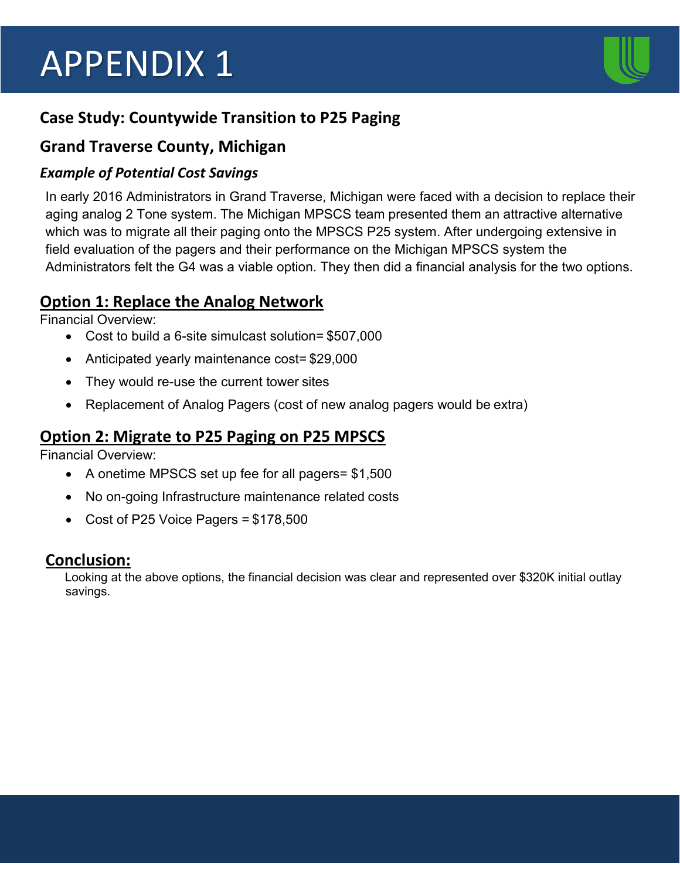# APPENDIX 1

## Case Study: Countywide Transition to P25 Paging

## Grand Traverse County, Michigan

### *Example of Potential Cost Savings*

In early 2016 Administrators in Grand Traverse, Michigan were faced with a decision to replace their aging analog 2 Tone system. The Michigan MPSCS team presented them an attractive alternative which was to migrate all their paging onto the MPSCS P25 system. After undergoing extensive in field evaluation of the pagers and their performance on the Michigan MPSCS system the Administrators felt the G4 was a viable option. They then did a financial analysis for the two options.

## Option 1: Replace the Analog Network

Financial Overview:

- Cost to build a 6-site simulcast solution= $507,000
- Anticipated yearly maintenance cost= $29,000
- They would re-use the current tower sites
- Replacement of Analog Pagers (cost of new analog pagers would be extra)

## Option 2: Migrate to P25 Paging on P25 MPSCS

Financial Overview:

- A onetime MPSCS set up fee for all pagers= $1,500
- No on-going Infrastructure maintenance related costs
- Cost of P25 Voice Pagers = $178,500

## Conclusion:

Looking at the above options, the financial decision was clear and represented over $320K initial outlay savings.